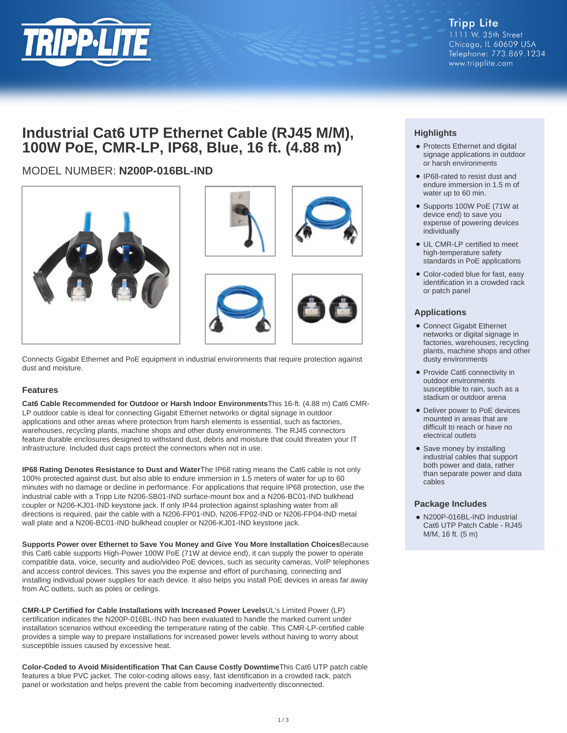Tripp Lite
1111 W. 35th Street
Chicago, IL 60609 USA
Telephone: 773.869.1234
www.tripplite.com

# Industrial Cat6 UTP Ethernet Cable (RJ45 M/M), 100W PoE, CMR-LP, IP68, Blue, 16 ft. (4.88 m)

## MODEL NUMBER: **N200P-016BL-IND**

Connects Gigabit Ethernet and PoE equipment in industrial environments that require protection against dust and moisture.

### Features

**Cat6 Cable Recommended for Outdoor or Harsh Indoor Environments** This 16-ft. (4.88 m) Cat6 CMR-LP outdoor cable is ideal for connecting Gigabit Ethernet networks or digital signage in outdoor applications and other areas where protection from harsh elements is essential, such as factories, warehouses, recycling plants, machine shops and other dusty environments. The RJ45 connectors feature durable enclosures designed to withstand dust, debris and moisture that could threaten your IT infrastructure. Included dust caps protect the connectors when not in use.

**IP68 Rating Denotes Resistance to Dust and Water** The IP68 rating means the Cat6 cable is not only 100% protected against dust, but also able to endure immersion in 1.5 meters of water for up to 60 minutes with no damage or decline in performance. For applications that require IP68 protection, use the industrial cable with a Tripp Lite N206-SB01-IND surface-mount box and a N206-BC01-IND bulkhead coupler or N206-KJ01-IND keystone jack. If only IP44 protection against splashing water from all directions is required, pair the cable with a N206-FP01-IND, N206-FP02-IND or N206-FP04-IND metal wall plate and a N206-BC01-IND bulkhead coupler or N206-KJ01-IND keystone jack.

**Supports Power over Ethernet to Save You Money and Give You More Installation Choices** Because this Cat6 cable supports High-Power 100W PoE (71W at device end), it can supply the power to operate compatible data, voice, security and audio/video PoE devices, such as security cameras, VoIP telephones and access control devices. This saves you the expense and effort of purchasing, connecting and installing individual power supplies for each device. It also helps you install PoE devices in areas far away from AC outlets, such as poles or ceilings.

**CMR-LP Certified for Cable Installations with Increased Power Levels** UL's Limited Power (LP) certification indicates the N200P-016BL-IND has been evaluated to handle the marked current under installation scenarios without exceeding the temperature rating of the cable. This CMR-LP-certified cable provides a simple way to prepare installations for increased power levels without having to worry about susceptible issues caused by excessive heat.

**Color-Coded to Avoid Misidentification That Can Cause Costly Downtime** This Cat6 UTP patch cable features a blue PVC jacket. The color-coding allows easy, fast identification in a crowded rack, patch panel or workstation and helps prevent the cable from becoming inadvertently disconnected.

### Highlights

- Protects Ethernet and digital signage applications in outdoor or harsh environments
- IP68-rated to resist dust and endure immersion in 1.5 m of water up to 60 min.
- Supports 100W PoE (71W at device end) to save you expense of powering devices individually
- UL CMR-LP certified to meet high-temperature safety standards in PoE applications
- Color-coded blue for fast, easy identification in a crowded rack or patch panel

### Applications

- Connect Gigabit Ethernet networks or digital signage in factories, warehouses, recycling plants, machine shops and other dusty environments
- Provide Cat6 connectivity in outdoor environments susceptible to rain, such as a stadium or outdoor arena
- Deliver power to PoE devices mounted in areas that are difficult to reach or have no electrical outlets
- Save money by installing industrial cables that support both power and data, rather than separate power and data cables

### Package Includes

- N200P-016BL-IND Industrial Cat6 UTP Patch Cable - RJ45 M/M, 16 ft. (5 m)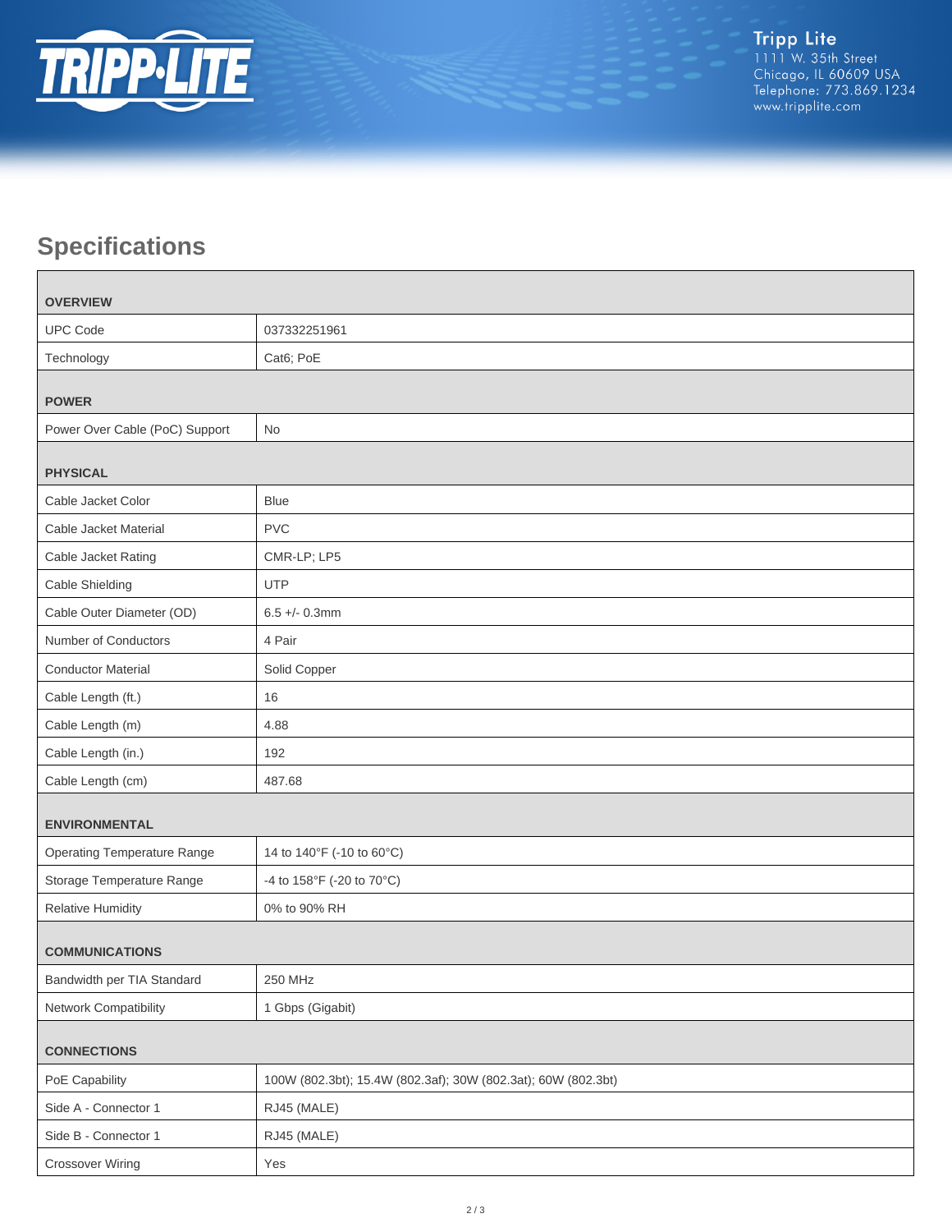## Specifications

| | |
|---|---|
| **OVERVIEW** | |
| UPC Code | 037332251961 |
| Technology | Cat6; PoE |
| **POWER** | |
| Power Over Cable (PoC) Support | No |
| **PHYSICAL** | |
| Cable Jacket Color | Blue |
| Cable Jacket Material | PVC |
| Cable Jacket Rating | CMR-LP; LP5 |
| Cable Shielding | UTP |
| Cable Outer Diameter (OD) | 6.5 +/- 0.3mm |
| Number of Conductors | 4 Pair |
| Conductor Material | Solid Copper |
| Cable Length (ft.) | 16 |
| Cable Length (m) | 4.88 |
| Cable Length (in.) | 192 |
| Cable Length (cm) | 487.68 |
| **ENVIRONMENTAL** | |
| Operating Temperature Range | 14 to 140°F (-10 to 60°C) |
| Storage Temperature Range | -4 to 158°F (-20 to 70°C) |
| Relative Humidity | 0% to 90% RH |
| **COMMUNICATIONS** | |
| Bandwidth per TIA Standard | 250 MHz |
| Network Compatibility | 1 Gbps (Gigabit) |
| **CONNECTIONS** | |
| PoE Capability | 100W (802.3bt); 15.4W (802.3af); 30W (802.3at); 60W (802.3bt) |
| Side A - Connector 1 | RJ45 (MALE) |
| Side B - Connector 1 | RJ45 (MALE) |
| Crossover Wiring | Yes |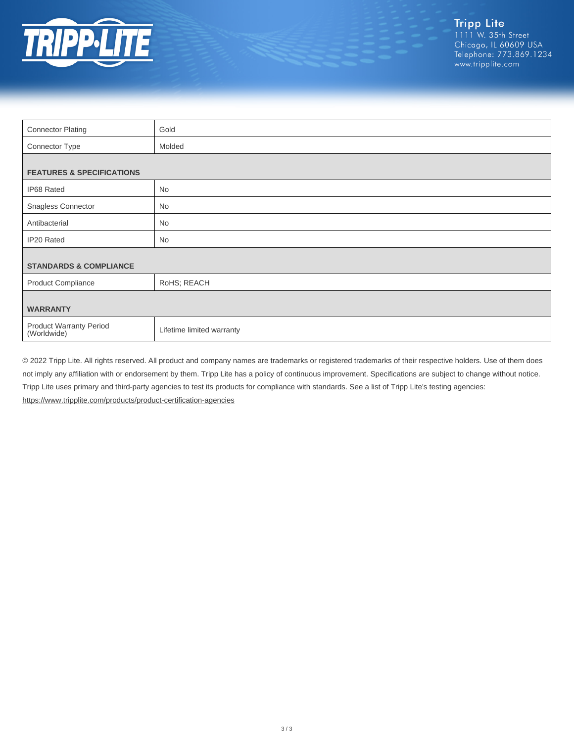| | |
|---|---|
| Connector Plating | Gold |
| Connector Type | Molded |
| **FEATURES & SPECIFICATIONS** | |
| IP68 Rated | No |
| Snagless Connector | No |
| Antibacterial | No |
| IP20 Rated | No |
| **STANDARDS & COMPLIANCE** | |
| Product Compliance | RoHS; REACH |
| **WARRANTY** | |
| Product Warranty Period (Worldwide) | Lifetime limited warranty |

© 2022 Tripp Lite. All rights reserved. All product and company names are trademarks or registered trademarks of their respective holders. Use of them does not imply any affiliation with or endorsement by them. Tripp Lite has a policy of continuous improvement. Specifications are subject to change without notice. Tripp Lite uses primary and third-party agencies to test its products for compliance with standards. See a list of Tripp Lite's testing agencies: https://www.tripplite.com/products/product-certification-agencies